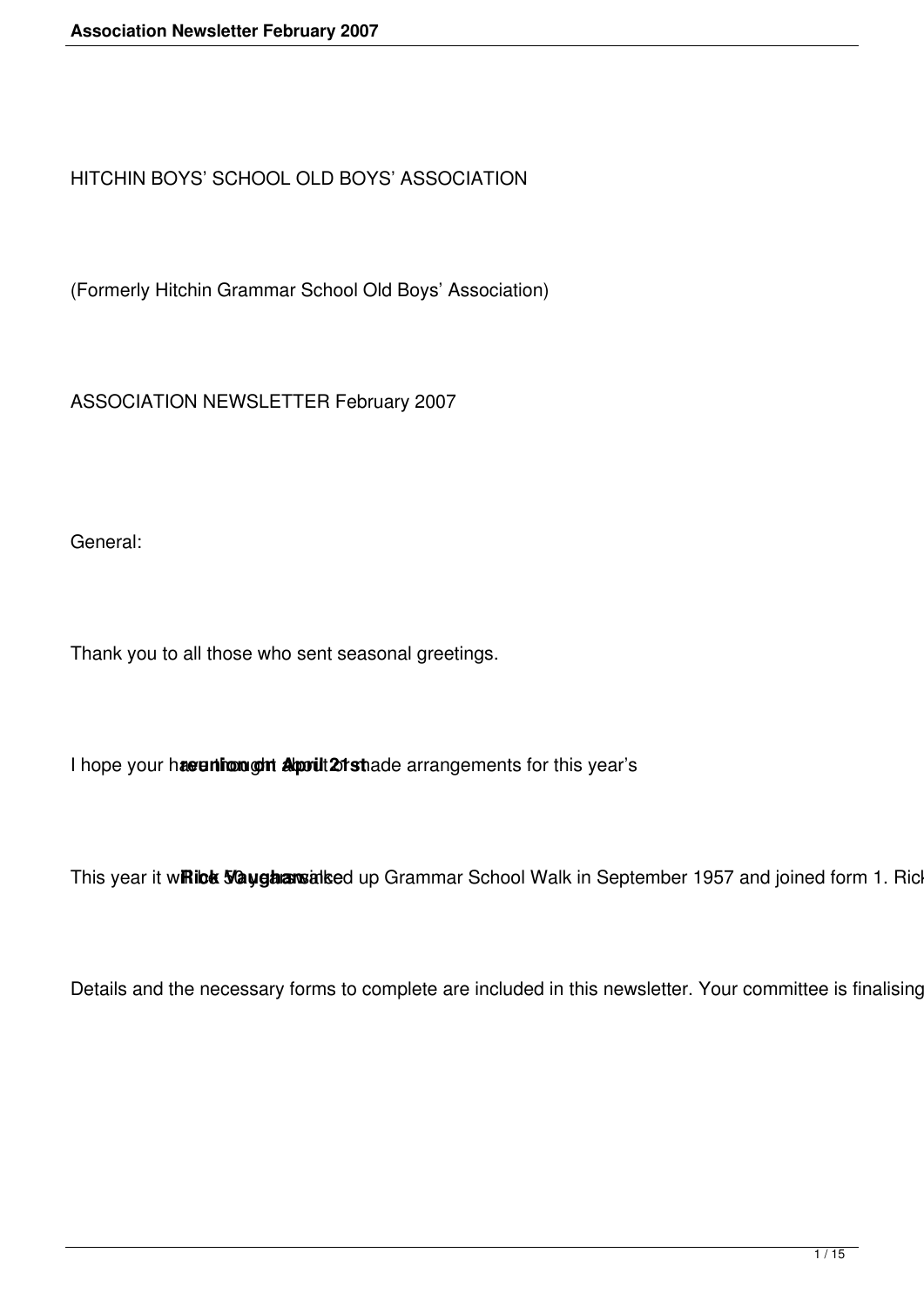HITCHIN BOYS' SCHOOL OLD BOYS' ASSOCIATION

(Formerly Hitchin Grammar School Old Boys' Association)

ASSOCIATION NEWSLETTER February 2007

General:

Thank you to all those who sent seasonal greetings.

I hope your have thought about or made arrangements for this year's **reunion on April 21st**

This year it will be 50 years since **Rick Vaughan** walked up Grammar School Walk in September 1957 and joined form 1. Rick

Details and the necessary forms to complete are included in this newsletter. Your committee is finalising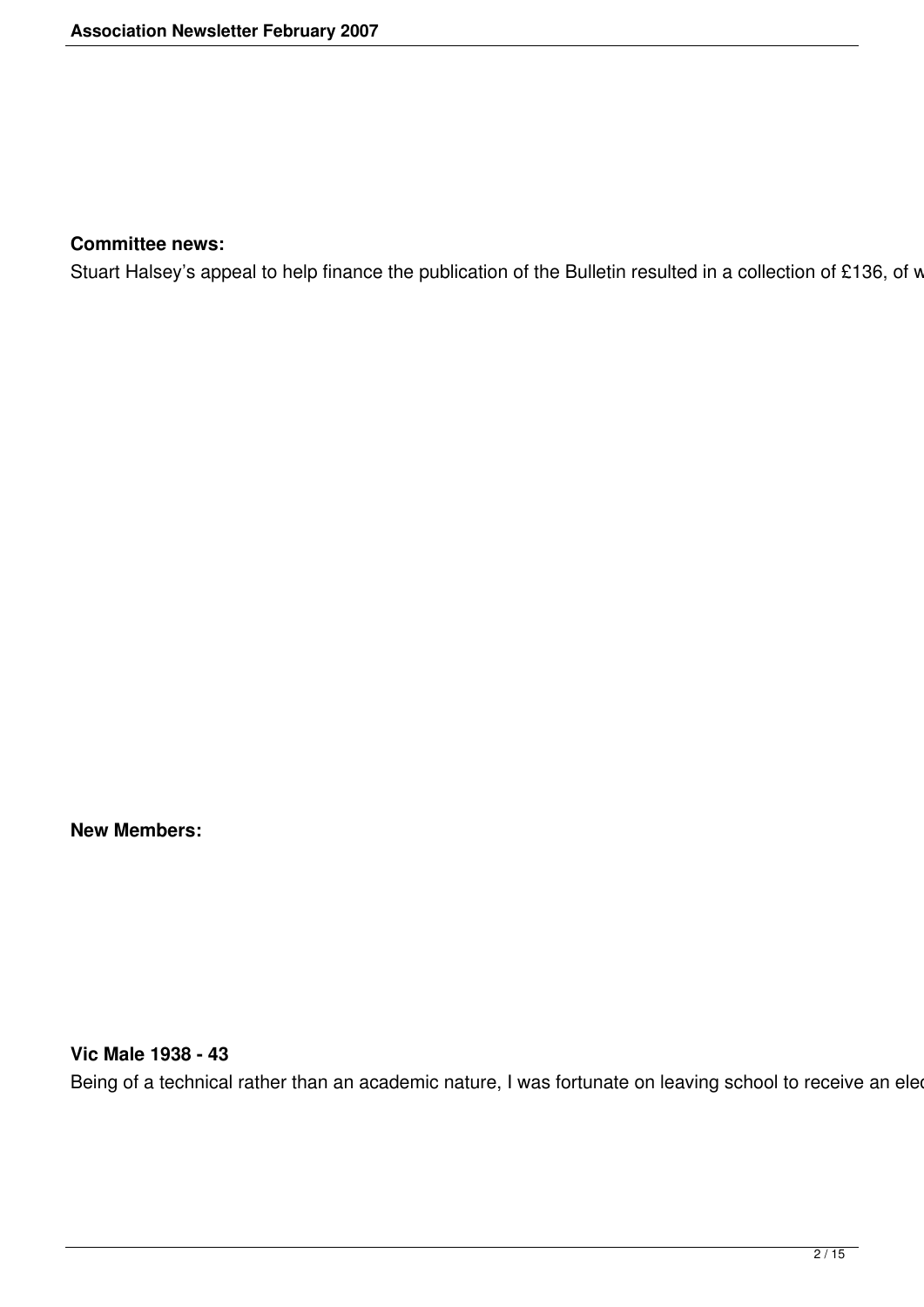**Committee news:**

Stuart Halsey's appeal to help finance the publication of the Bulletin resulted in a collection of £136, of w

**New Members:**

**Vic Male 1938 - 43**

Being of a technical rather than an academic nature, I was fortunate on leaving school to receive an elec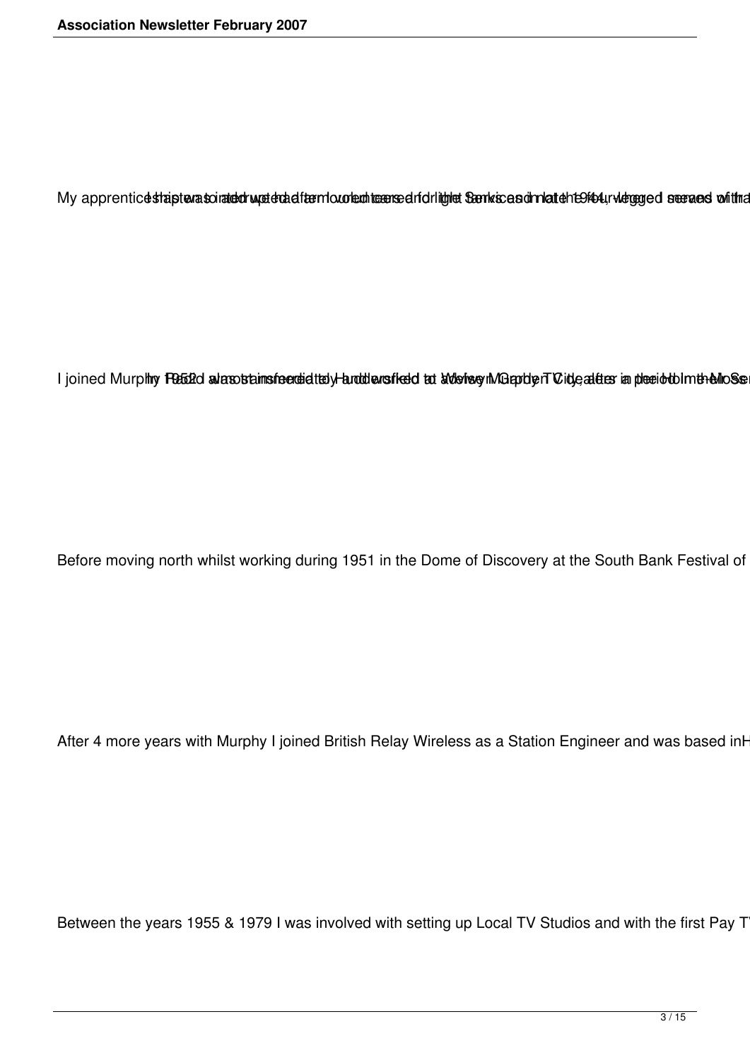My apprenticeship was interrupted after I volunteered for the Services in late 1944

I joined Murphy Radio almost immediately and worked at Welwyn Garden City, after a period in the

Before moving north whilst working during 1951 in the Dome of Discovery at the South Bank Festival of

After 4 more years with Murphy I joined British Relay Wireless as a Station Engineer and was based inH

Between the years 1955 & 1979 I was involved with setting up Local TV Studios and with the first Pay T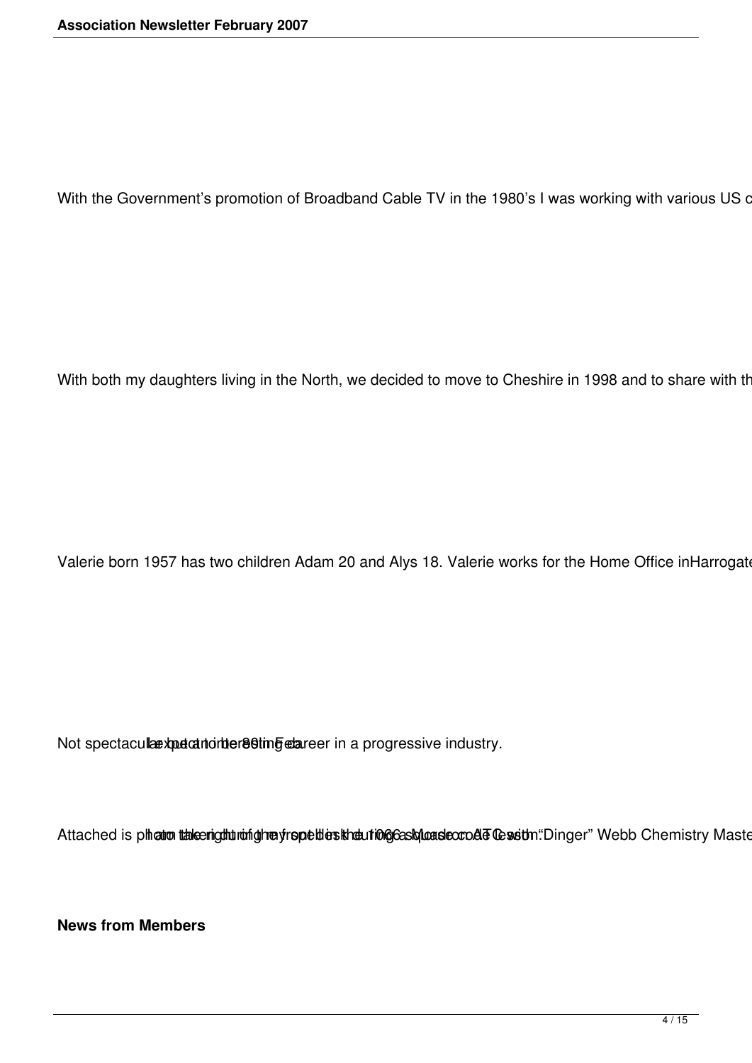With the Government's promotion of Broadband Cable TV in the 1980's I was working with various US c

With both my daughters living in the North, we decided to move to Cheshire in 1998 and to share with th

Valerie born 1957 has two children Adam 20 and Alys 18. Valerie works for the Home Office inHarrogate

Not spectacular but an interesting career in a progressive industry.

I am the right of the front desk during a Morse code lesson.

I expect to be 80 in Feb.

Attached is photo taken during my spell in the 1066 squadron ATC with "Dinger" Webb Chemistry Maste

**News from Members**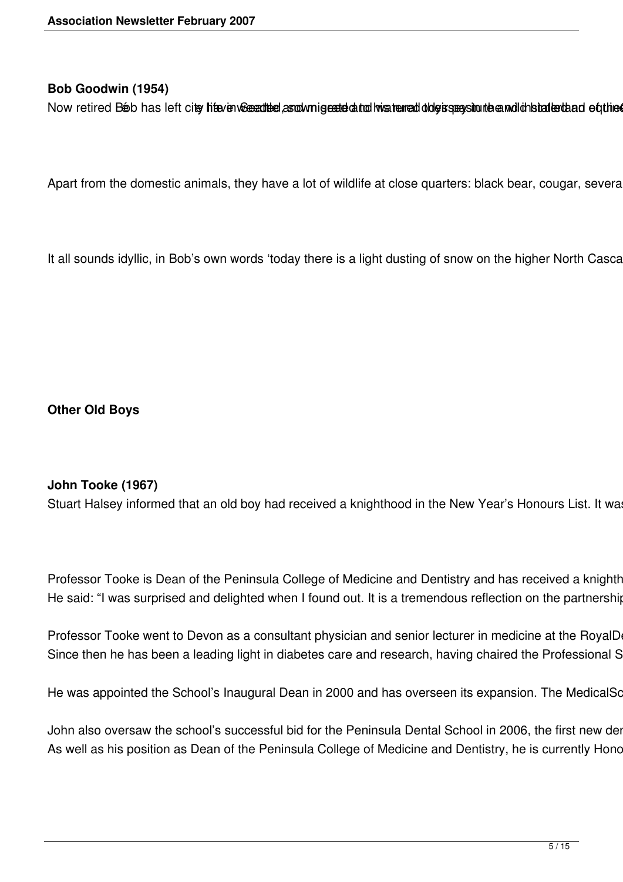**Bob Goodwin (1954)**

Now retired Bob has left city life in Seattle and migrated to his rural days pasture and installed and equine

Apart from the domestic animals, they have a lot of wildlife at close quarters: black bear, cougar, severa

It all sounds idyllic, in Bob's own words 'today there is a light dusting of snow on the higher North Casca

**Other Old Boys**

**John Tooke (1967)**

Stuart Halsey informed that an old boy had received a knighthood in the New Year's Honours List. It was

Professor Tooke is Dean of the Peninsula College of Medicine and Dentistry and has received a knighth
He said: "I was surprised and delighted when I found out. It is a tremendous reflection on the partnershi

Professor Tooke went to Devon as a consultant physician and senior lecturer in medicine at the RoyalDe
Since then he has been a leading light in diabetes care and research, having chaired the Professional S

He was appointed the School's Inaugural Dean in 2000 and has overseen its expansion. The MedicalSc

John also oversaw the school's successful bid for the Peninsula Dental School in 2006, the first new der
As well as his position as Dean of the Peninsula College of Medicine and Dentistry, he is currently Hono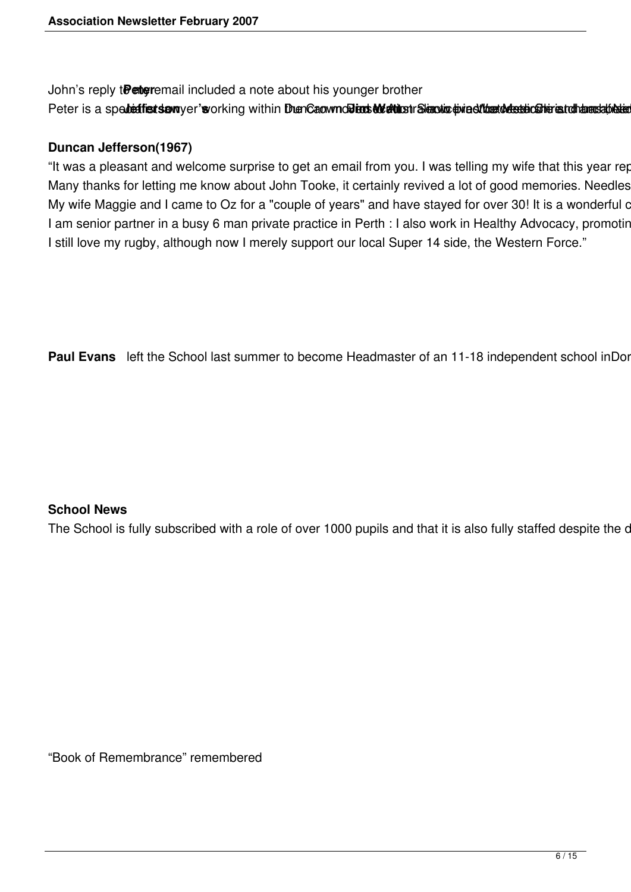John's reply to Peter email included a note about his younger brother

Peter is a specialist lawyer's working within the Crown Duncan Jefferson Watts Service in Western Australia...

**Duncan Jefferson(1967)**

"It was a pleasant and welcome surprise to get an email from you. I was telling my wife that this year rep

Many thanks for letting me know about John Tooke, it certainly revived a lot of good memories. Needles

My wife Maggie and I came to Oz for a "couple of years" and have stayed for over 30! It is a wonderful c

I am senior partner in a busy 6 man private practice in Perth : I also work in Healthy Advocacy, promotin

I still love my rugby, although now I merely support our local Super 14 side, the Western Force."

**Paul Evans** left the School last summer to become Headmaster of an 11-18 independent school inDor

**School News**

The School is fully subscribed with a role of over 1000 pupils and that it is also fully staffed despite the d

"Book of Remembrance" remembered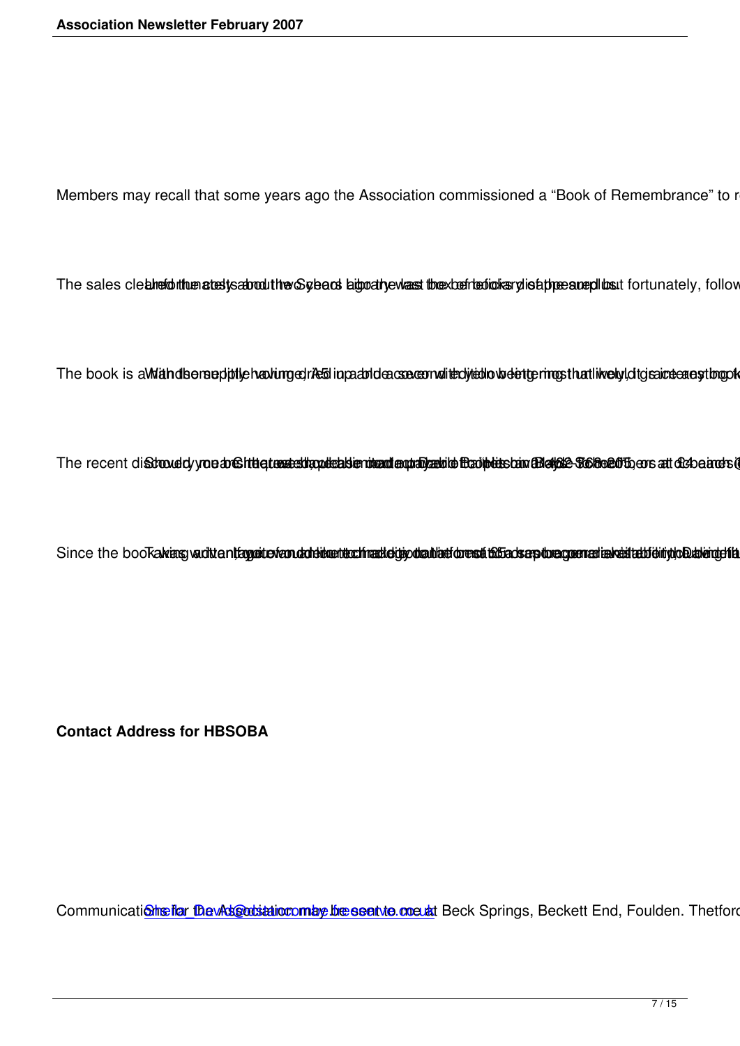Members may recall that some years ago the Association commissioned a “Book of Remembrance” to r

The sales cleared the costs and the School library was the beneficiary of the surplus. Unfortunately about two years ago the last box of books disappeared but fortunately, follow

The book is a ... With the supply having dried up ... A5 in a blue cover with yellow lettering ...

The recent discovery ... Should you be interested, please send a cheque payable to ... David Potts ... or at £4 each ...

Since the book was ... Taking advantage of modern technology ... 25 copies ... available ...

**Contact Address for HBSOBA**

Communications for the Association may be sent to ... at Beck Springs, Beckett End, Foulden. Thetford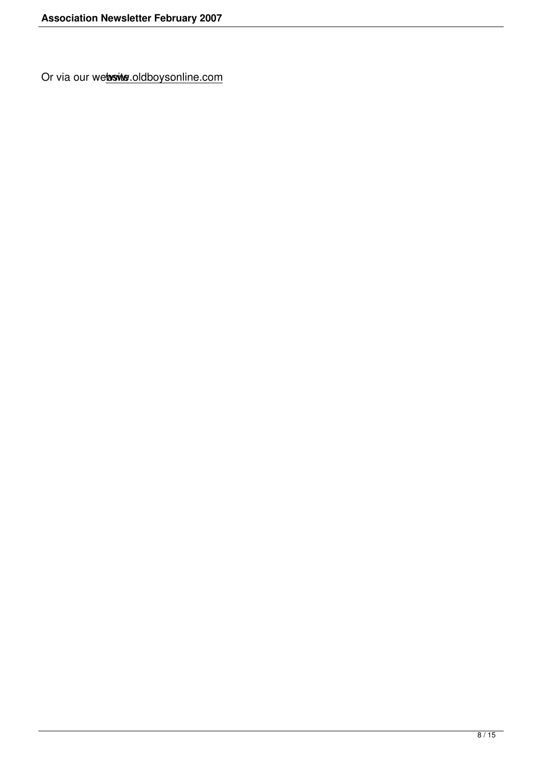Or via our website www.oldboysonline.com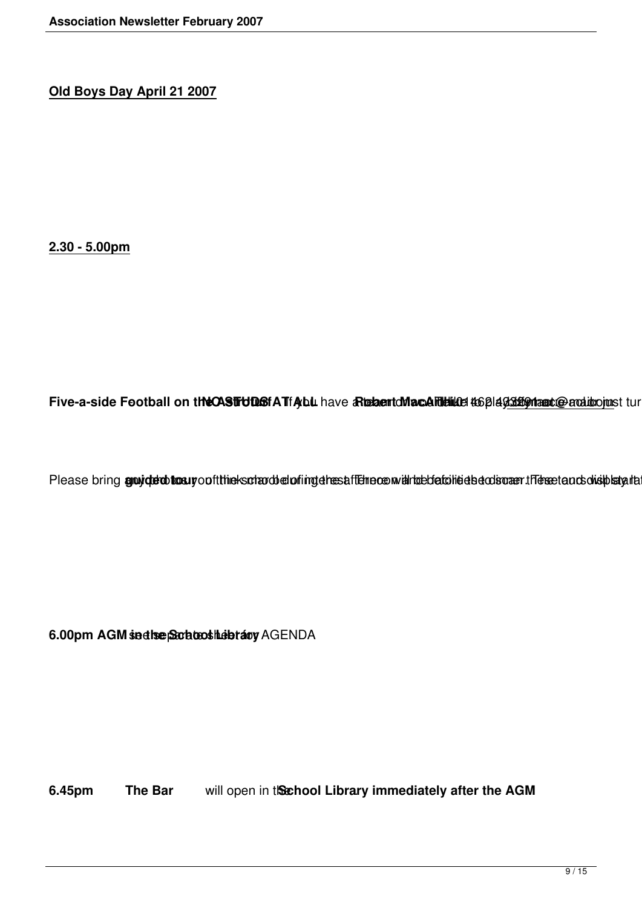**Old Boys Day April 21 2007**

**2.30 - 5.00pm**

**Five-a-side Football on the ASTROTURF** **NO STUDS AT ALL** If you have a team or would like to play contact **Robert MacArthur** Tel: 01462 433591 rtmac@aol.com or just tur

Please bring a guided tour of the school during the afternoon. There will be facilities to change. The tours will start

**6.00pm AGM in the School Library** see the separate sheet for AGENDA

**6.45pm** **The Bar** will open in the **School Library immediately after the AGM**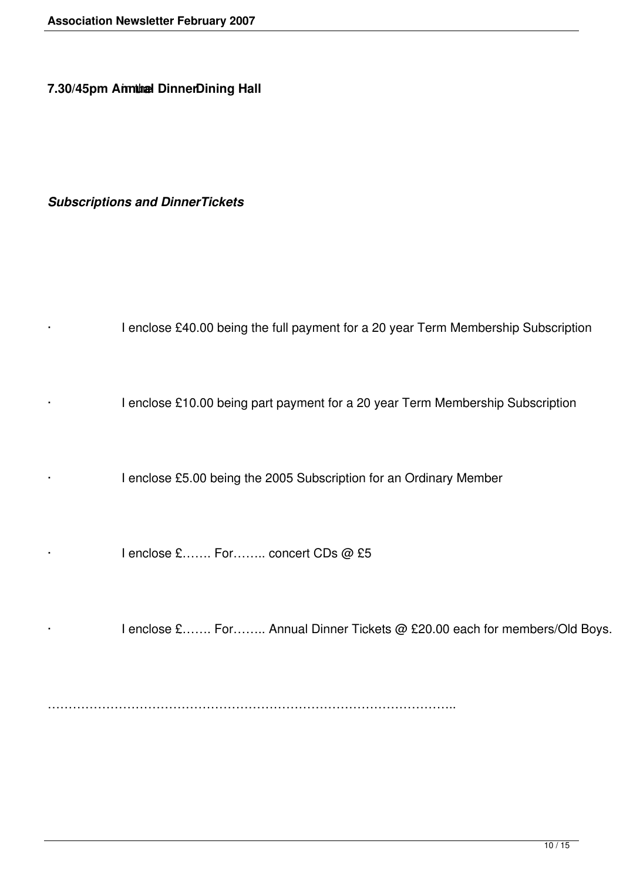**7.30/45pm Annual Dinner in the Dining Hall**

***Subscriptions and DinnerTickets***

- I enclose £40.00 being the full payment for a 20 year Term Membership Subscription

- I enclose £10.00 being part payment for a 20 year Term Membership Subscription

- I enclose £5.00 being the 2005 Subscription for an Ordinary Member

- I enclose £……. For…….. concert CDs @ £5

- I enclose £……. For…….. Annual Dinner Tickets @ £20.00 each for members/Old Boys.

…………………………………………………………………………………..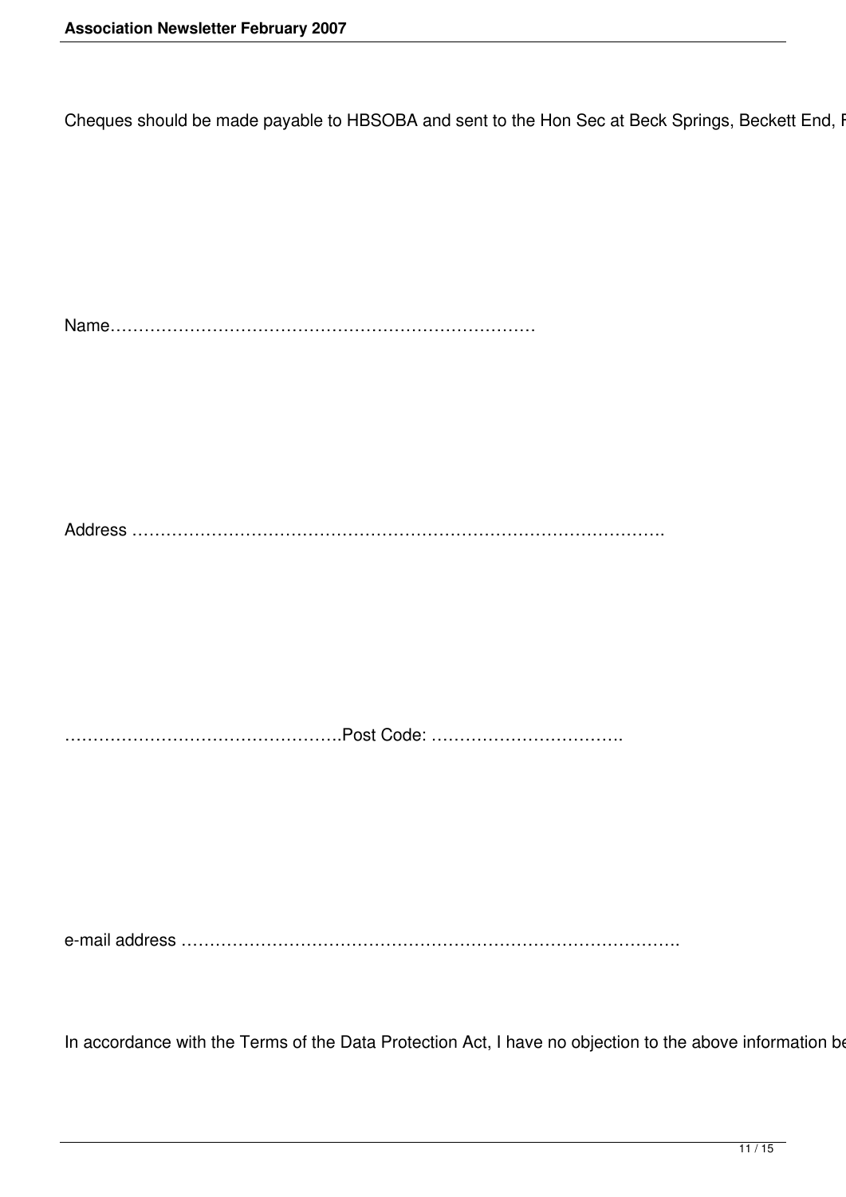Cheques should be made payable to HBSOBA and sent to the Hon Sec at Beck Springs, Beckett End, F

Name…………………………………………………………………

Address ……………………………………………………………………………….

………………………………………….Post Code: …………………………….

e-mail address ………………………………………………………………………….

In accordance with the Terms of the Data Protection Act, I have no objection to the above information be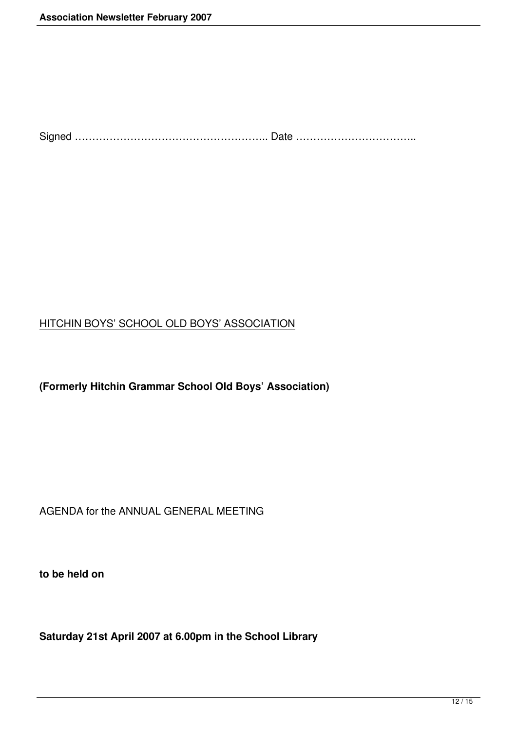Signed ……………………………………………….. Date ……………………………..

HITCHIN BOYS' SCHOOL OLD BOYS' ASSOCIATION

**(Formerly Hitchin Grammar School Old Boys' Association)**

AGENDA for the ANNUAL GENERAL MEETING

**to be held on**

**Saturday 21st April 2007 at 6.00pm in the School Library**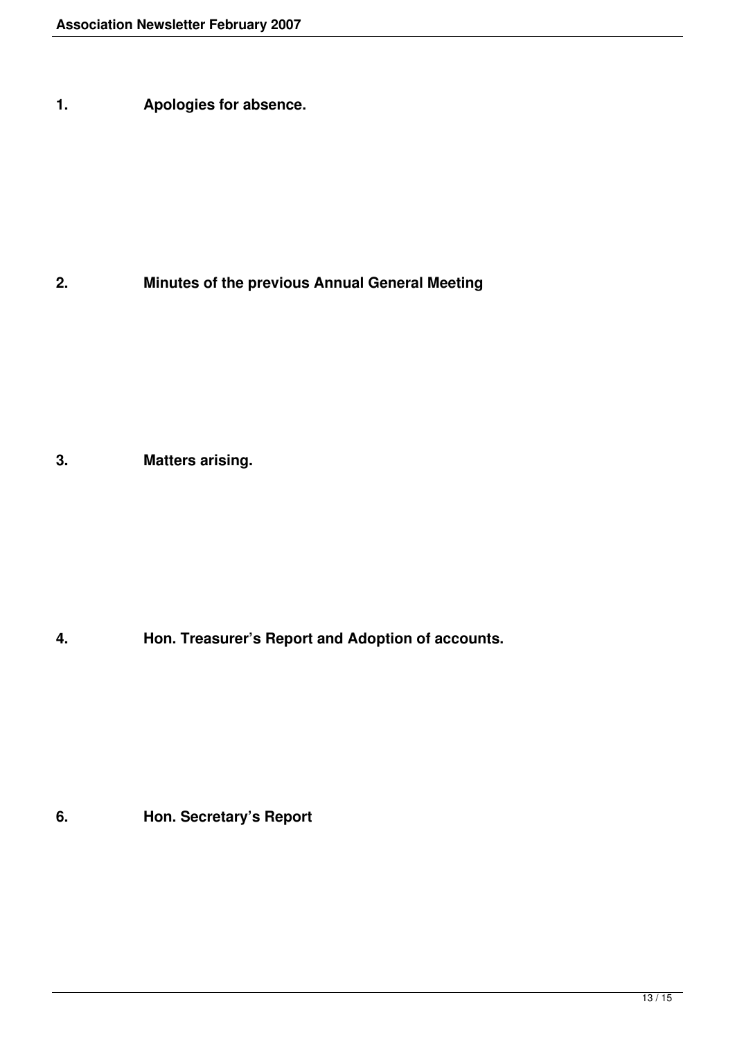**1. Apologies for absence.**

**2. Minutes of the previous Annual General Meeting**

**3. Matters arising.**

**4. Hon. Treasurer's Report and Adoption of accounts.**

**6. Hon. Secretary's Report**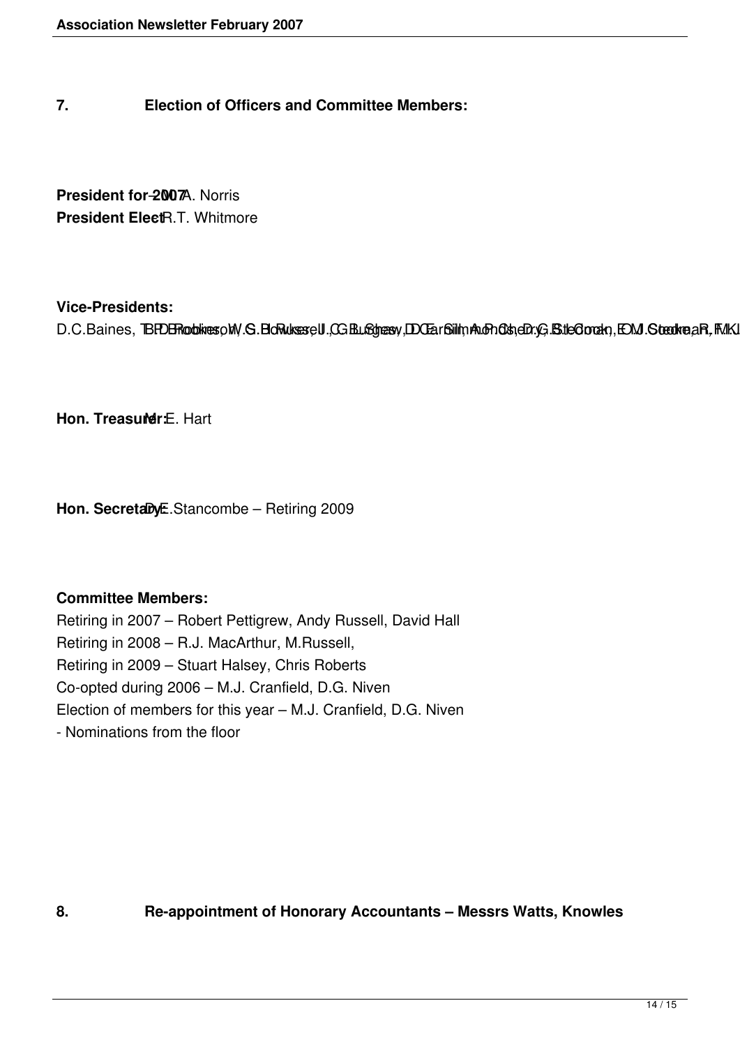## 7. Election of Officers and Committee Members:

**President for 2007** – W.A. Norris
**President Elect** R.T. Whitmore

**Vice-Presidents:**
D.C.Baines, TBPDERodbinesoW.G.HoRusselI.C.G.BuSghesw,DDEarSmith,AnPChaerdy,BtleCGoosm,EOMJGoodmaR,FMKI

**Hon. Treasurer:** Mr E. Hart

**Hon. Secretary:** D.E.Stancombe – Retiring 2009

**Committee Members:**
Retiring in 2007 – Robert Pettigrew, Andy Russell, David Hall
Retiring in 2008 – R.J. MacArthur, M.Russell,
Retiring in 2009 – Stuart Halsey, Chris Roberts
Co-opted during 2006 – M.J. Cranfield, D.G. Niven
Election of members for this year – M.J. Cranfield, D.G. Niven
- Nominations from the floor

## 8. Re-appointment of Honorary Accountants – Messrs Watts, Knowles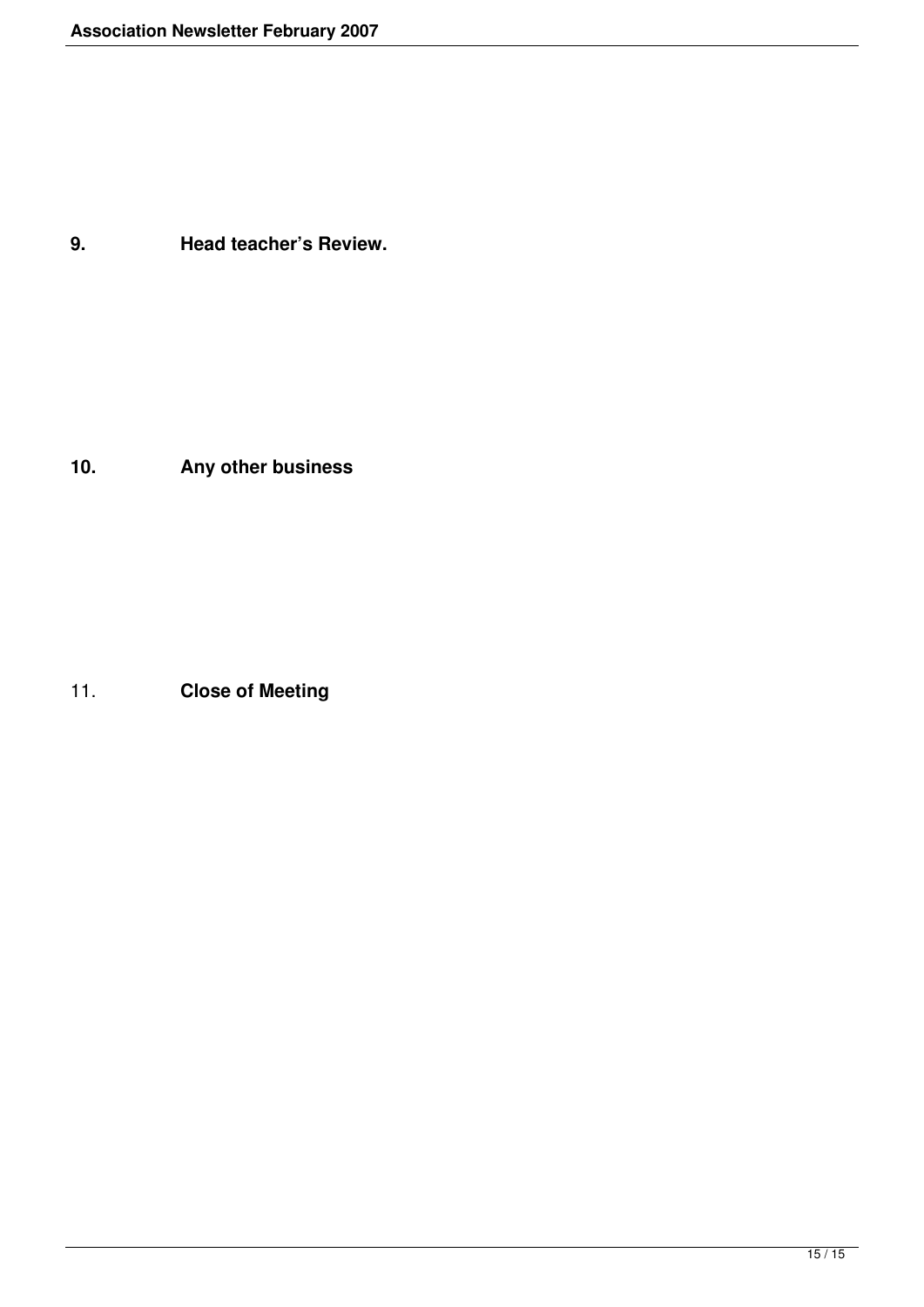**9. Head teacher's Review.**

**10. Any other business**

11. **Close of Meeting**